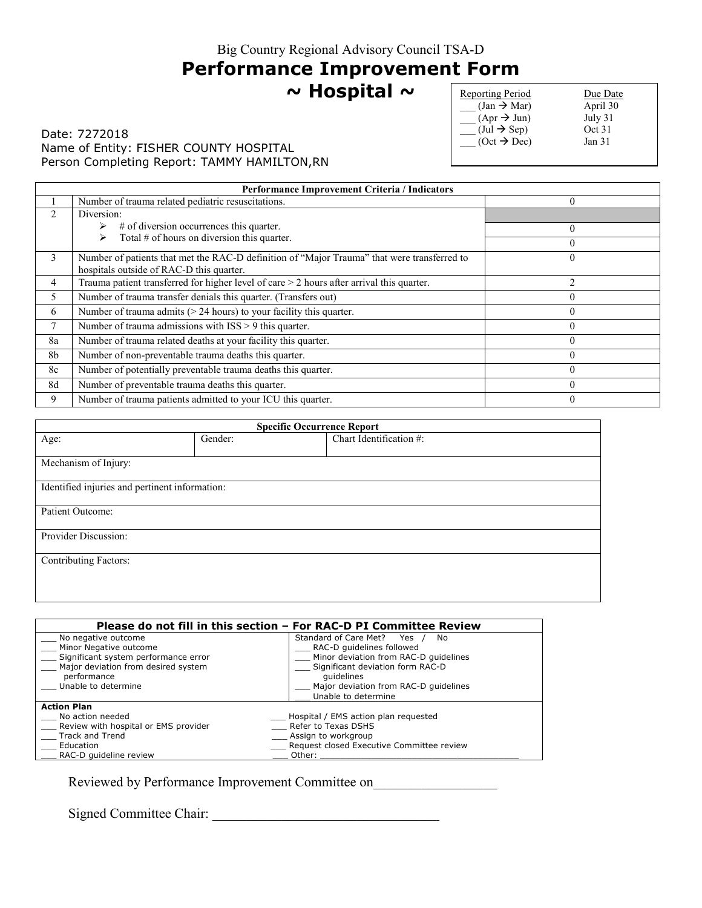Big Country Regional Advisory Council TSA-D

# Performance Improvement Form

## ~ Hospital ~

| Reporting Period | Due Date |
|---|---|
| ___ (Jan → Mar) | April 30 |
| ___ (Apr → Jun) | July 31 |
| ___ (Jul → Sep) | Oct 31 |
| ___ (Oct → Dec) | Jan 31 |

Date: 7272018
Name of Entity: FISHER COUNTY HOSPITAL
Person Completing Report: TAMMY HAMILTON,RN

| Performance Improvement Criteria / Indicators | | |
|---|---|---|
| 1 | Number of trauma related pediatric resuscitations. | 0 |
| 2 | Diversion: | |
| | ➢ # of diversion occurrences this quarter. | 0 |
| | ➢ Total # of hours on diversion this quarter. | 0 |
| 3 | Number of patients that met the RAC-D definition of "Major Trauma" that were transferred to hospitals outside of RAC-D this quarter. | 0 |
| 4 | Trauma patient transferred for higher level of care > 2 hours after arrival this quarter. | 2 |
| 5 | Number of trauma transfer denials this quarter. (Transfers out) | 0 |
| 6 | Number of trauma admits (> 24 hours) to your facility this quarter. | 0 |
| 7 | Number of trauma admissions with ISS > 9 this quarter. | 0 |
| 8a | Number of trauma related deaths at your facility this quarter. | 0 |
| 8b | Number of non-preventable trauma deaths this quarter. | 0 |
| 8c | Number of potentially preventable trauma deaths this quarter. | 0 |
| 8d | Number of preventable trauma deaths this quarter. | 0 |
| 9 | Number of trauma patients admitted to your ICU this quarter. | 0 |

| Specific Occurrence Report | | |
|---|---|---|
| Age: | Gender: | Chart Identification #: |
| Mechanism of Injury: | | |
| Identified injuries and pertinent information: | | |
| Patient Outcome: | | |
| Provider Discussion: | | |
| Contributing Factors: | | |

**Please do not fill in this section – For RAC-D PI Committee Review**

| | |
|---|---|
| ___ No negative outcome<br>___ Minor Negative outcome<br>___ Significant system performance error<br>___ Major deviation from desired system performance<br>___ Unable to determine | Standard of Care Met? Yes / No<br>___ RAC-D guidelines followed<br>___ Minor deviation from RAC-D guidelines<br>___ Significant deviation form RAC-D guidelines<br>___ Major deviation from RAC-D guidelines<br>___ Unable to determine |

**Action Plan**

| | |
|---|---|
| ___ No action needed | ___ Hospital / EMS action plan requested |
| ___ Review with hospital or EMS provider | ___ Refer to Texas DSHS |
| ___ Track and Trend | ___ Assign to workgroup |
| ___ Education | ___ Request closed Executive Committee review |
| ___ RAC-D guideline review | ___ Other: ______________________________ |

Reviewed by Performance Improvement Committee on_________________

Signed Committee Chair: ________________________________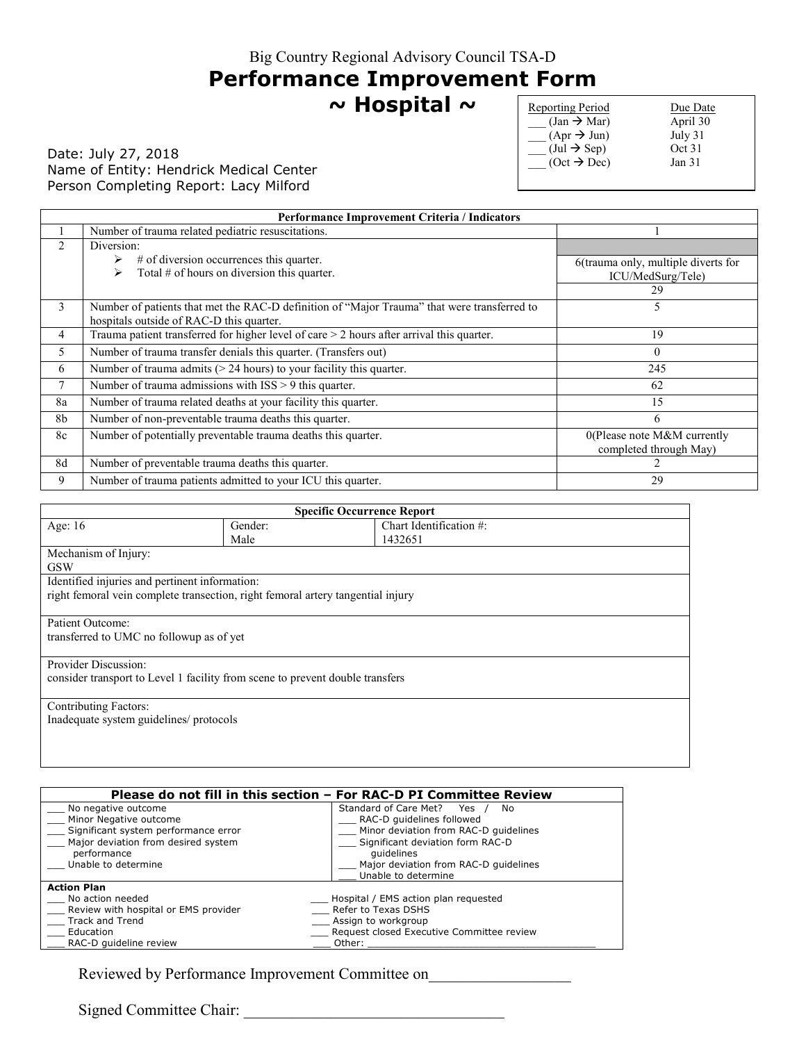Big Country Regional Advisory Council TSA-D

# Performance Improvement Form

## ~ Hospital ~

| Reporting Period | Due Date |
|---|---|
| ___ (Jan → Mar) | April 30 |
| ___ (Apr → Jun) | July 31 |
| ___ (Jul → Sep) | Oct 31 |
| ___ (Oct → Dec) | Jan 31 |

Date: July 27, 2018
Name of Entity: Hendrick Medical Center
Person Completing Report: Lacy Milford

| | Performance Improvement Criteria / Indicators | |
|---|---|---|
| 1 | Number of trauma related pediatric resuscitations. | 1 |
| 2 | Diversion:<br>➢ # of diversion occurrences this quarter.<br>➢ Total # of hours on diversion this quarter. | 6(trauma only, multiple diverts for ICU/MedSurg/Tele)<br>29 |
| 3 | Number of patients that met the RAC-D definition of "Major Trauma" that were transferred to hospitals outside of RAC-D this quarter. | 5 |
| 4 | Trauma patient transferred for higher level of care > 2 hours after arrival this quarter. | 19 |
| 5 | Number of trauma transfer denials this quarter. (Transfers out) | 0 |
| 6 | Number of trauma admits (> 24 hours) to your facility this quarter. | 245 |
| 7 | Number of trauma admissions with ISS > 9 this quarter. | 62 |
| 8a | Number of trauma related deaths at your facility this quarter. | 15 |
| 8b | Number of non-preventable trauma deaths this quarter. | 6 |
| 8c | Number of potentially preventable trauma deaths this quarter. | 0(Please note M&M currently completed through May) |
| 8d | Number of preventable trauma deaths this quarter. | 2 |
| 9 | Number of trauma patients admitted to your ICU this quarter. | 29 |

| Specific Occurrence Report | | |
|---|---|---|
| Age: 16 | Gender: Male | Chart Identification #: 1432651 |
| Mechanism of Injury: GSW | | |
| Identified injuries and pertinent information: right femoral vein complete transection, right femoral artery tangential injury | | |
| Patient Outcome: transferred to UMC no followup as of yet | | |
| Provider Discussion: consider transport to Level 1 facility from scene to prevent double transfers | | |
| Contributing Factors: Inadequate system guidelines/ protocols | | |

**Please do not fill in this section – For RAC-D PI Committee Review**

| | |
|---|---|
| ___ No negative outcome | Standard of Care Met? Yes / No |
| ___ Minor Negative outcome | ___ RAC-D guidelines followed |
| ___ Significant system performance error | ___ Minor deviation from RAC-D guidelines |
| ___ Major deviation from desired system performance | ___ Significant deviation form RAC-D guidelines |
| ___ Unable to determine | ___ Major deviation from RAC-D guidelines |
| | ___ Unable to determine |

**Action Plan**

| | |
|---|---|
| ___ No action needed | ___ Hospital / EMS action plan requested |
| ___ Review with hospital or EMS provider | ___ Refer to Texas DSHS |
| ___ Track and Trend | ___ Assign to workgroup |
| ___ Education | ___ Request closed Executive Committee review |
| ___ RAC-D guideline review | ___ Other: ____________________ |

Reviewed by Performance Improvement Committee on_________________

Signed Committee Chair: _______________________________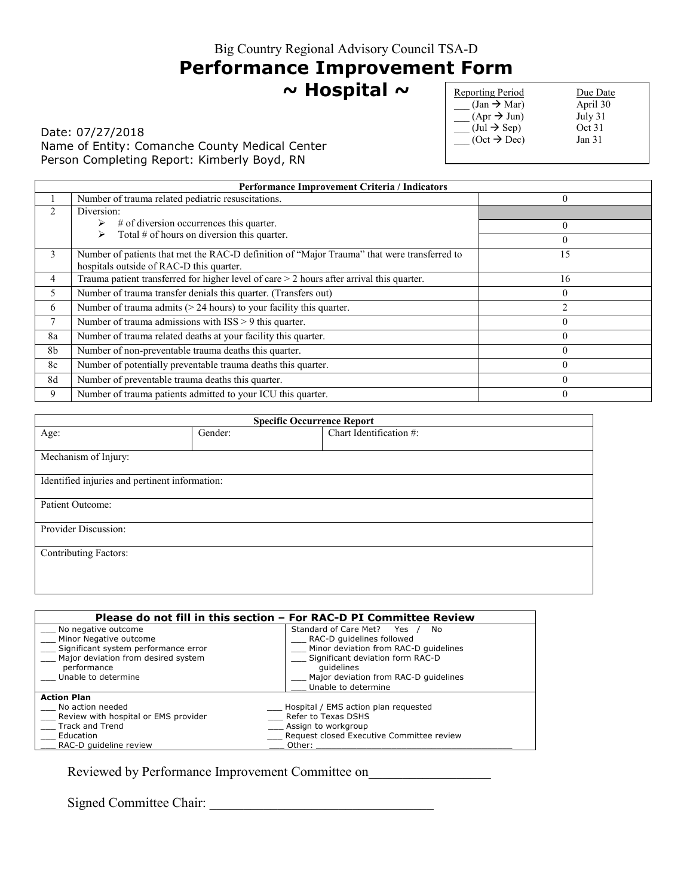Big Country Regional Advisory Council TSA-D

# Performance Improvement Form

## ~ Hospital ~

| Reporting Period | Due Date |
|---|---|
| ___ (Jan → Mar) | April 30 |
| ___ (Apr → Jun) | July 31 |
| ___ (Jul → Sep) | Oct 31 |
| ___ (Oct → Dec) | Jan 31 |

Date: 07/27/2018
Name of Entity: Comanche County Medical Center
Person Completing Report: Kimberly Boyd, RN

| | Performance Improvement Criteria / Indicators | |
|---|---|---|
| 1 | Number of trauma related pediatric resuscitations. | 0 |
| 2 | Diversion: | |
| | ➢ # of diversion occurrences this quarter. | 0 |
| | ➢ Total # of hours on diversion this quarter. | 0 |
| 3 | Number of patients that met the RAC-D definition of "Major Trauma" that were transferred to hospitals outside of RAC-D this quarter. | 15 |
| 4 | Trauma patient transferred for higher level of care > 2 hours after arrival this quarter. | 16 |
| 5 | Number of trauma transfer denials this quarter. (Transfers out) | 0 |
| 6 | Number of trauma admits (> 24 hours) to your facility this quarter. | 2 |
| 7 | Number of trauma admissions with ISS > 9 this quarter. | 0 |
| 8a | Number of trauma related deaths at your facility this quarter. | 0 |
| 8b | Number of non-preventable trauma deaths this quarter. | 0 |
| 8c | Number of potentially preventable trauma deaths this quarter. | 0 |
| 8d | Number of preventable trauma deaths this quarter. | 0 |
| 9 | Number of trauma patients admitted to your ICU this quarter. | 0 |

| Specific Occurrence Report | | |
|---|---|---|
| Age: | Gender: | Chart Identification #: |
| Mechanism of Injury: | | |
| Identified injuries and pertinent information: | | |
| Patient Outcome: | | |
| Provider Discussion: | | |
| Contributing Factors: | | |

| Please do not fill in this section – For RAC-D PI Committee Review | |
|---|---|
| ___ No negative outcome<br>___ Minor Negative outcome<br>___ Significant system performance error<br>___ Major deviation from desired system performance<br>___ Unable to determine | Standard of Care Met? Yes / No<br>___ RAC-D guidelines followed<br>___ Minor deviation from RAC-D guidelines<br>___ Significant deviation form RAC-D guidelines<br>___ Major deviation from RAC-D guidelines<br>___ Unable to determine |
| **Action Plan**<br>___ No action needed<br>___ Review with hospital or EMS provider<br>___ Track and Trend<br>___ Education<br>___ RAC-D guideline review | ___ Hospital / EMS action plan requested<br>___ Refer to Texas DSHS<br>___ Assign to workgroup<br>___ Request closed Executive Committee review<br>___ Other: ___________________________________ |

Reviewed by Performance Improvement Committee on_________________

Signed Committee Chair: ________________________________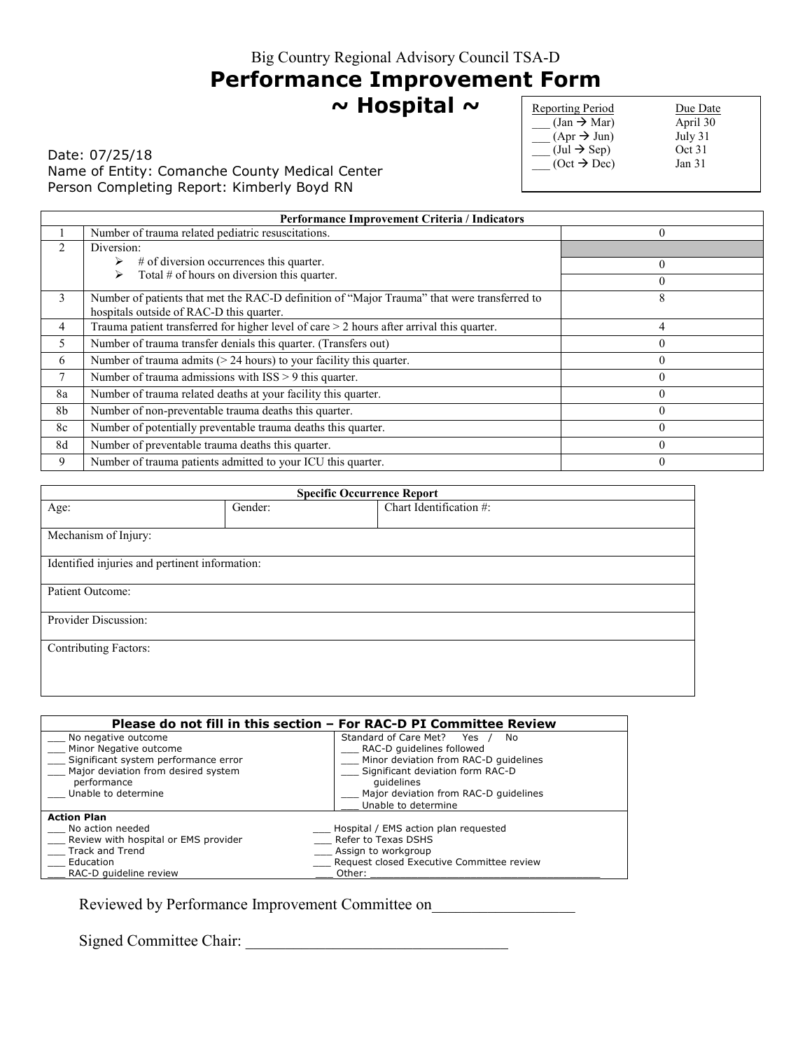Big Country Regional Advisory Council TSA-D

# Performance Improvement Form

## ~ Hospital ~

| Reporting Period | Due Date |
|---|---|
| ___ (Jan → Mar) | April 30 |
| ___ (Apr → Jun) | July 31 |
| ___ (Jul → Sep) | Oct 31 |
| ___ (Oct → Dec) | Jan 31 |

Date: 07/25/18
Name of Entity: Comanche County Medical Center
Person Completing Report: Kimberly Boyd RN

| Performance Improvement Criteria / Indicators | | |
|---|---|---|
| 1 | Number of trauma related pediatric resuscitations. | 0 |
| 2 | Diversion: | |
| | ➢ # of diversion occurrences this quarter. | 0 |
| | ➢ Total # of hours on diversion this quarter. | 0 |
| 3 | Number of patients that met the RAC-D definition of "Major Trauma" that were transferred to hospitals outside of RAC-D this quarter. | 8 |
| 4 | Trauma patient transferred for higher level of care > 2 hours after arrival this quarter. | 4 |
| 5 | Number of trauma transfer denials this quarter. (Transfers out) | 0 |
| 6 | Number of trauma admits (> 24 hours) to your facility this quarter. | 0 |
| 7 | Number of trauma admissions with ISS > 9 this quarter. | 0 |
| 8a | Number of trauma related deaths at your facility this quarter. | 0 |
| 8b | Number of non-preventable trauma deaths this quarter. | 0 |
| 8c | Number of potentially preventable trauma deaths this quarter. | 0 |
| 8d | Number of preventable trauma deaths this quarter. | 0 |
| 9 | Number of trauma patients admitted to your ICU this quarter. | 0 |

| Specific Occurrence Report | | |
|---|---|---|
| Age: | Gender: | Chart Identification #: |
| Mechanism of Injury: | | |
| Identified injuries and pertinent information: | | |
| Patient Outcome: | | |
| Provider Discussion: | | |
| Contributing Factors: | | |

**Please do not fill in this section – For RAC-D PI Committee Review**

| | |
|---|---|
| ___ No negative outcome<br>___ Minor Negative outcome<br>___ Significant system performance error<br>___ Major deviation from desired system performance<br>___ Unable to determine | Standard of Care Met? Yes / No<br>___ RAC-D guidelines followed<br>___ Minor deviation from RAC-D guidelines<br>___ Significant deviation form RAC-D guidelines<br>___ Major deviation from RAC-D guidelines<br>___ Unable to determine |

**Action Plan**

| | |
|---|---|
| ___ No action needed | ___ Hospital / EMS action plan requested |
| ___ Review with hospital or EMS provider | ___ Refer to Texas DSHS |
| ___ Track and Trend | ___ Assign to workgroup |
| ___ Education | ___ Request closed Executive Committee review |
| ___ RAC-D guideline review | ___ Other: ____________________ |

Reviewed by Performance Improvement Committee on_________________

Signed Committee Chair: ________________________________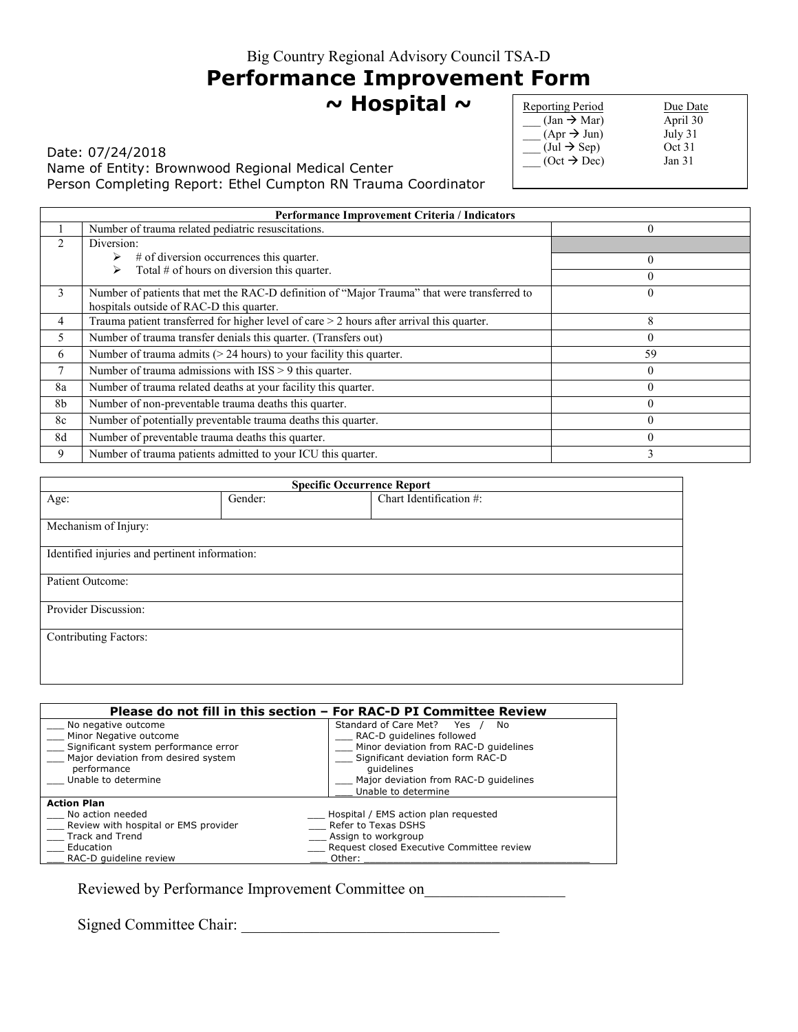Big Country Regional Advisory Council TSA-D

# Performance Improvement Form

## ~ Hospital ~

| Reporting Period | Due Date |
|---|---|
| ___ (Jan → Mar) | April 30 |
| ___ (Apr → Jun) | July 31 |
| ___ (Jul → Sep) | Oct 31 |
| ___ (Oct → Dec) | Jan 31 |

Date: 07/24/2018
Name of Entity: Brownwood Regional Medical Center
Person Completing Report: Ethel Cumpton RN Trauma Coordinator

| Performance Improvement Criteria / Indicators | | |
|---|---|---|
| 1 | Number of trauma related pediatric resuscitations. | 0 |
| 2 | Diversion: | |
| | ➢ # of diversion occurrences this quarter. | 0 |
| | ➢ Total # of hours on diversion this quarter. | 0 |
| 3 | Number of patients that met the RAC-D definition of "Major Trauma" that were transferred to hospitals outside of RAC-D this quarter. | 0 |
| 4 | Trauma patient transferred for higher level of care > 2 hours after arrival this quarter. | 8 |
| 5 | Number of trauma transfer denials this quarter. (Transfers out) | 0 |
| 6 | Number of trauma admits (> 24 hours) to your facility this quarter. | 59 |
| 7 | Number of trauma admissions with ISS > 9 this quarter. | 0 |
| 8a | Number of trauma related deaths at your facility this quarter. | 0 |
| 8b | Number of non-preventable trauma deaths this quarter. | 0 |
| 8c | Number of potentially preventable trauma deaths this quarter. | 0 |
| 8d | Number of preventable trauma deaths this quarter. | 0 |
| 9 | Number of trauma patients admitted to your ICU this quarter. | 3 |

| Specific Occurrence Report | | |
|---|---|---|
| Age: | Gender: | Chart Identification #: |
| Mechanism of Injury: | | |
| Identified injuries and pertinent information: | | |
| Patient Outcome: | | |
| Provider Discussion: | | |
| Contributing Factors: | | |

| Please do not fill in this section – For RAC-D PI Committee Review | |
|---|---|
| ___ No negative outcome<br>___ Minor Negative outcome<br>___ Significant system performance error<br>___ Major deviation from desired system performance<br>___ Unable to determine | Standard of Care Met? Yes / No<br>___ RAC-D guidelines followed<br>___ Minor deviation from RAC-D guidelines<br>___ Significant deviation form RAC-D guidelines<br>___ Major deviation from RAC-D guidelines<br>___ Unable to determine |
| **Action Plan**<br>___ No action needed<br>___ Review with hospital or EMS provider<br>___ Track and Trend<br>___ Education<br>___ RAC-D guideline review | <br>___ Hospital / EMS action plan requested<br>___ Refer to Texas DSHS<br>___ Assign to workgroup<br>___ Request closed Executive Committee review<br>___ Other: ____________________ |

Reviewed by Performance Improvement Committee on__________________

Signed Committee Chair: _________________________________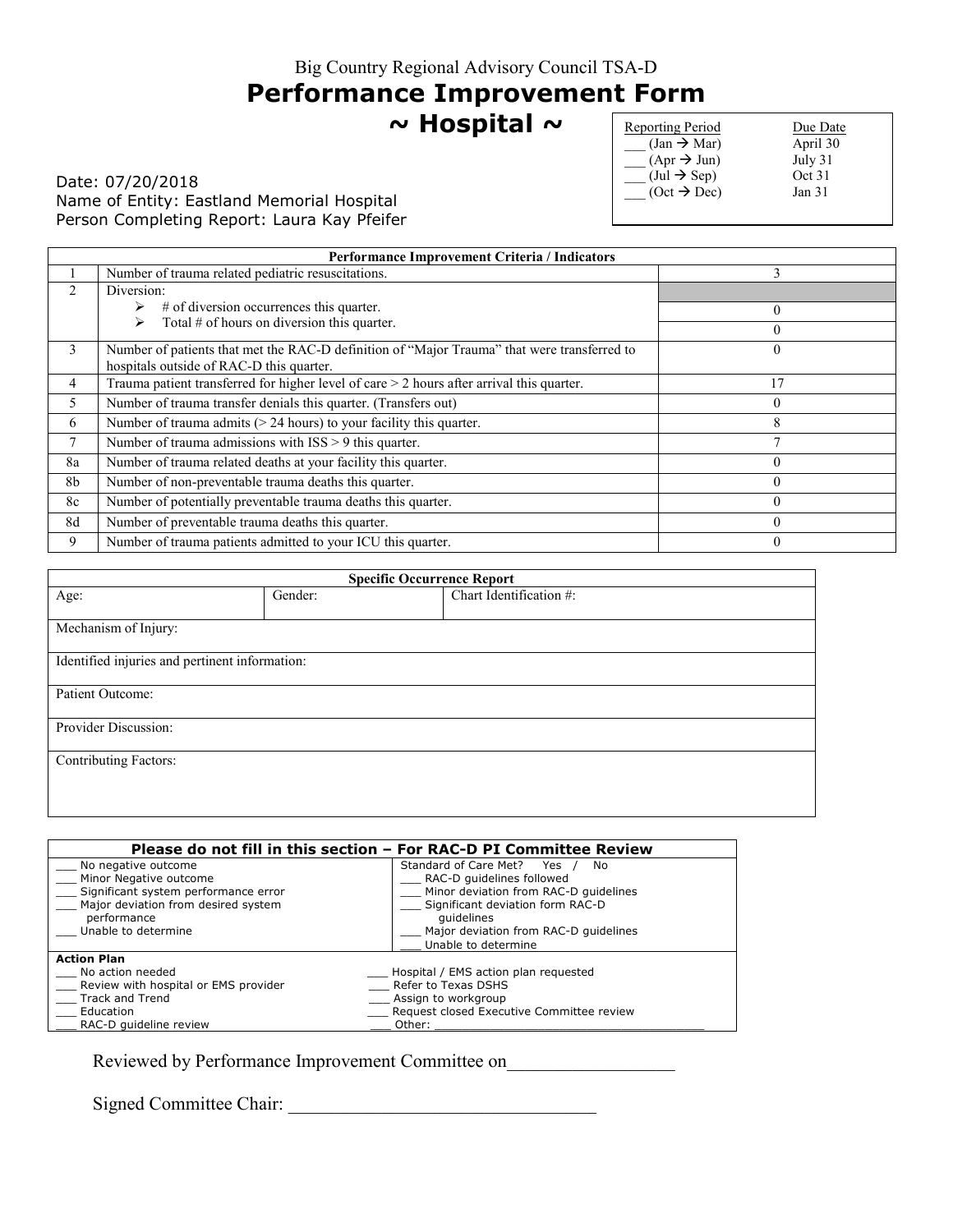Big Country Regional Advisory Council TSA-D

# Performance Improvement Form

## ~ Hospital ~

| Reporting Period | Due Date |
|---|---|
| ___ (Jan → Mar) | April 30 |
| ___ (Apr → Jun) | July 31 |
| ___ (Jul → Sep) | Oct 31 |
| ___ (Oct → Dec) | Jan 31 |

Date: 07/20/2018
Name of Entity: Eastland Memorial Hospital
Person Completing Report: Laura Kay Pfeifer

| | Performance Improvement Criteria / Indicators | |
|---|---|---|
| 1 | Number of trauma related pediatric resuscitations. | 3 |
| 2 | Diversion: | |
| | ➢ # of diversion occurrences this quarter. | 0 |
| | ➢ Total # of hours on diversion this quarter. | 0 |
| 3 | Number of patients that met the RAC-D definition of "Major Trauma" that were transferred to hospitals outside of RAC-D this quarter. | 0 |
| 4 | Trauma patient transferred for higher level of care > 2 hours after arrival this quarter. | 17 |
| 5 | Number of trauma transfer denials this quarter. (Transfers out) | 0 |
| 6 | Number of trauma admits (> 24 hours) to your facility this quarter. | 8 |
| 7 | Number of trauma admissions with ISS > 9 this quarter. | 7 |
| 8a | Number of trauma related deaths at your facility this quarter. | 0 |
| 8b | Number of non-preventable trauma deaths this quarter. | 0 |
| 8c | Number of potentially preventable trauma deaths this quarter. | 0 |
| 8d | Number of preventable trauma deaths this quarter. | 0 |
| 9 | Number of trauma patients admitted to your ICU this quarter. | 0 |

| Specific Occurrence Report | | |
|---|---|---|
| Age: | Gender: | Chart Identification #: |
| Mechanism of Injury: | | |
| Identified injuries and pertinent information: | | |
| Patient Outcome: | | |
| Provider Discussion: | | |
| Contributing Factors: | | |

**Please do not fill in this section – For RAC-D PI Committee Review**

| | |
|---|---|
| ___ No negative outcome<br>___ Minor Negative outcome<br>___ Significant system performance error<br>___ Major deviation from desired system performance<br>___ Unable to determine | Standard of Care Met? Yes / No<br>___ RAC-D guidelines followed<br>___ Minor deviation from RAC-D guidelines<br>___ Significant deviation form RAC-D guidelines<br>___ Major deviation from RAC-D guidelines<br>___ Unable to determine |

**Action Plan**

| | |
|---|---|
| ___ No action needed | ___ Hospital / EMS action plan requested |
| ___ Review with hospital or EMS provider | ___ Refer to Texas DSHS |
| ___ Track and Trend | ___ Assign to workgroup |
| ___ Education | ___ Request closed Executive Committee review |
| ___ RAC-D guideline review | ___ Other: ________________________________ |

Reviewed by Performance Improvement Committee on_________________

Signed Committee Chair: ________________________________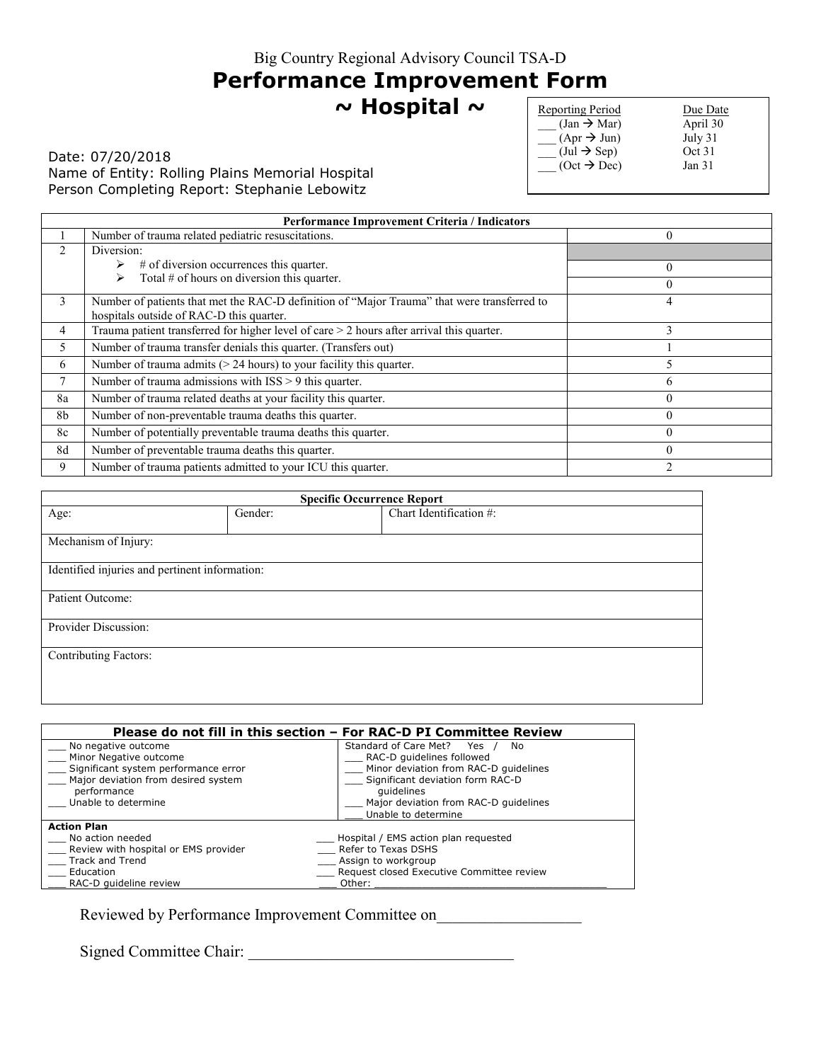Big Country Regional Advisory Council TSA-D

# Performance Improvement Form

## ~ Hospital ~

| Reporting Period | Due Date |
|---|---|
| ___ (Jan → Mar) | April 30 |
| ___ (Apr → Jun) | July 31 |
| ___ (Jul → Sep) | Oct 31 |
| ___ (Oct → Dec) | Jan 31 |

Date: 07/20/2018
Name of Entity: Rolling Plains Memorial Hospital
Person Completing Report: Stephanie Lebowitz

| Performance Improvement Criteria / Indicators | | |
|---|---|---|
| 1 | Number of trauma related pediatric resuscitations. | 0 |
| 2 | Diversion: | |
| | ➢ # of diversion occurrences this quarter. | 0 |
| | ➢ Total # of hours on diversion this quarter. | 0 |
| 3 | Number of patients that met the RAC-D definition of "Major Trauma" that were transferred to hospitals outside of RAC-D this quarter. | 4 |
| 4 | Trauma patient transferred for higher level of care > 2 hours after arrival this quarter. | 3 |
| 5 | Number of trauma transfer denials this quarter. (Transfers out) | 1 |
| 6 | Number of trauma admits (> 24 hours) to your facility this quarter. | 5 |
| 7 | Number of trauma admissions with ISS > 9 this quarter. | 6 |
| 8a | Number of trauma related deaths at your facility this quarter. | 0 |
| 8b | Number of non-preventable trauma deaths this quarter. | 0 |
| 8c | Number of potentially preventable trauma deaths this quarter. | 0 |
| 8d | Number of preventable trauma deaths this quarter. | 0 |
| 9 | Number of trauma patients admitted to your ICU this quarter. | 2 |

| Specific Occurrence Report | | |
|---|---|---|
| Age: | Gender: | Chart Identification #: |
| Mechanism of Injury: | | |
| Identified injuries and pertinent information: | | |
| Patient Outcome: | | |
| Provider Discussion: | | |
| Contributing Factors: | | |

| Please do not fill in this section – For RAC-D PI Committee Review | |
|---|---|
| ___ No negative outcome<br>___ Minor Negative outcome<br>___ Significant system performance error<br>___ Major deviation from desired system performance<br>___ Unable to determine | Standard of Care Met? Yes / No<br>___ RAC-D guidelines followed<br>___ Minor deviation from RAC-D guidelines<br>___ Significant deviation form RAC-D guidelines<br>___ Major deviation from RAC-D guidelines<br>___ Unable to determine |
| **Action Plan**<br>___ No action needed<br>___ Review with hospital or EMS provider<br>___ Track and Trend<br>___ Education<br>___ RAC-D guideline review | <br>___ Hospital / EMS action plan requested<br>___ Refer to Texas DSHS<br>___ Assign to workgroup<br>___ Request closed Executive Committee review<br>___ Other: ___________________ |

Reviewed by Performance Improvement Committee on_________________

Signed Committee Chair: ________________________________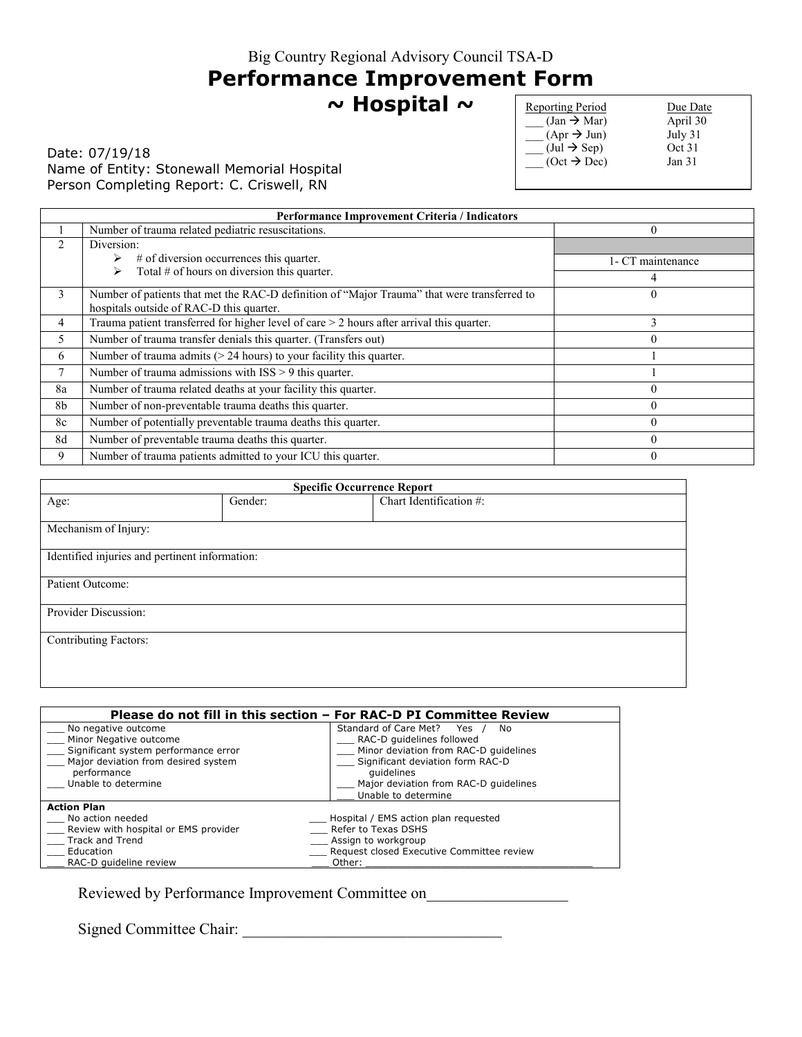Big Country Regional Advisory Council TSA-D

# Performance Improvement Form

## ~ Hospital ~

| Reporting Period | Due Date |
|---|---|
| ___ (Jan → Mar) | April 30 |
| ___ (Apr → Jun) | July 31 |
| ___ (Jul → Sep) | Oct 31 |
| ___ (Oct → Dec) | Jan 31 |

Date: 07/19/18
Name of Entity: Stonewall Memorial Hospital
Person Completing Report: C. Criswell, RN

| Performance Improvement Criteria / Indicators | | |
|---|---|---|
| 1 | Number of trauma related pediatric resuscitations. | 0 |
| 2 | Diversion: | |
| | ➢ # of diversion occurrences this quarter. | 1- CT maintenance |
| | ➢ Total # of hours on diversion this quarter. | 4 |
| 3 | Number of patients that met the RAC-D definition of "Major Trauma" that were transferred to hospitals outside of RAC-D this quarter. | 0 |
| 4 | Trauma patient transferred for higher level of care > 2 hours after arrival this quarter. | 3 |
| 5 | Number of trauma transfer denials this quarter. (Transfers out) | 0 |
| 6 | Number of trauma admits (> 24 hours) to your facility this quarter. | 1 |
| 7 | Number of trauma admissions with ISS > 9 this quarter. | 1 |
| 8a | Number of trauma related deaths at your facility this quarter. | 0 |
| 8b | Number of non-preventable trauma deaths this quarter. | 0 |
| 8c | Number of potentially preventable trauma deaths this quarter. | 0 |
| 8d | Number of preventable trauma deaths this quarter. | 0 |
| 9 | Number of trauma patients admitted to your ICU this quarter. | 0 |

| Specific Occurrence Report | | |
|---|---|---|
| Age: | Gender: | Chart Identification #: |
| Mechanism of Injury: | | |
| Identified injuries and pertinent information: | | |
| Patient Outcome: | | |
| Provider Discussion: | | |
| Contributing Factors: | | |

| Please do not fill in this section – For RAC-D PI Committee Review | |
|---|---|
| ___ No negative outcome<br>___ Minor Negative outcome<br>___ Significant system performance error<br>___ Major deviation from desired system performance<br>___ Unable to determine | Standard of Care Met? Yes / No<br>___ RAC-D guidelines followed<br>___ Minor deviation from RAC-D guidelines<br>___ Significant deviation form RAC-D guidelines<br>___ Major deviation from RAC-D guidelines<br>___ Unable to determine |
| **Action Plan**<br>___ No action needed<br>___ Review with hospital or EMS provider<br>___ Track and Trend<br>___ Education<br>___ RAC-D guideline review | ___ Hospital / EMS action plan requested<br>___ Refer to Texas DSHS<br>___ Assign to workgroup<br>___ Request closed Executive Committee review<br>___ Other: ____________________ |

Reviewed by Performance Improvement Committee on_________________

Signed Committee Chair: ________________________________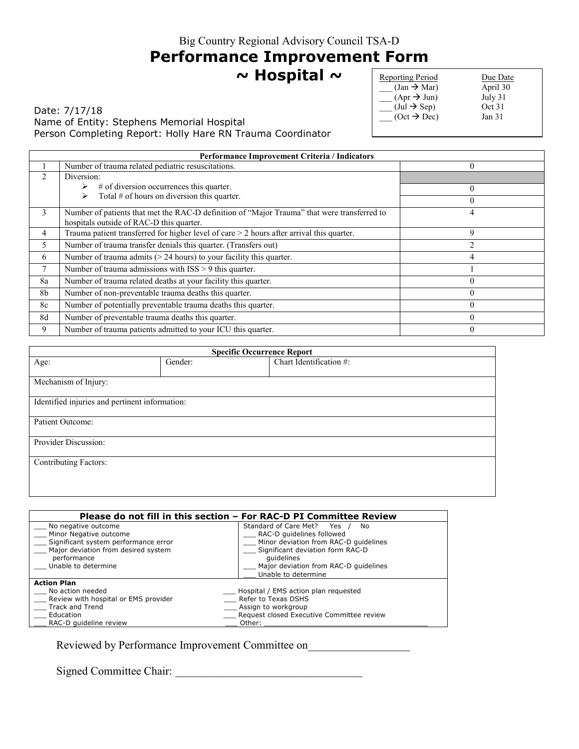Big Country Regional Advisory Council TSA-D

# Performance Improvement Form

## ~ Hospital ~

| Reporting Period | Due Date |
|---|---|
| ___ (Jan → Mar) | April 30 |
| ___ (Apr → Jun) | July 31 |
| ___ (Jul → Sep) | Oct 31 |
| ___ (Oct → Dec) | Jan 31 |

Date: 7/17/18
Name of Entity: Stephens Memorial Hospital
Person Completing Report: Holly Hare RN Trauma Coordinator

| Performance Improvement Criteria / Indicators | | |
|---|---|---|
| 1 | Number of trauma related pediatric resuscitations. | 0 |
| 2 | Diversion: | |
| | ➢ # of diversion occurrences this quarter. | 0 |
| | ➢ Total # of hours on diversion this quarter. | 0 |
| 3 | Number of patients that met the RAC-D definition of "Major Trauma" that were transferred to hospitals outside of RAC-D this quarter. | 4 |
| 4 | Trauma patient transferred for higher level of care > 2 hours after arrival this quarter. | 9 |
| 5 | Number of trauma transfer denials this quarter. (Transfers out) | 2 |
| 6 | Number of trauma admits (> 24 hours) to your facility this quarter. | 4 |
| 7 | Number of trauma admissions with ISS > 9 this quarter. | 1 |
| 8a | Number of trauma related deaths at your facility this quarter. | 0 |
| 8b | Number of non-preventable trauma deaths this quarter. | 0 |
| 8c | Number of potentially preventable trauma deaths this quarter. | 0 |
| 8d | Number of preventable trauma deaths this quarter. | 0 |
| 9 | Number of trauma patients admitted to your ICU this quarter. | 0 |

| Specific Occurrence Report | | |
|---|---|---|
| Age: | Gender: | Chart Identification #: |
| Mechanism of Injury: | | |
| Identified injuries and pertinent information: | | |
| Patient Outcome: | | |
| Provider Discussion: | | |
| Contributing Factors: | | |

| Please do not fill in this section – For RAC-D PI Committee Review | |
|---|---|
| ___ No negative outcome<br>___ Minor Negative outcome<br>___ Significant system performance error<br>___ Major deviation from desired system performance<br>___ Unable to determine | Standard of Care Met? Yes / No<br>___ RAC-D guidelines followed<br>___ Minor deviation from RAC-D guidelines<br>___ Significant deviation form RAC-D guidelines<br>___ Major deviation from RAC-D guidelines<br>___ Unable to determine |
| **Action Plan**<br>___ No action needed<br>___ Review with hospital or EMS provider<br>___ Track and Trend<br>___ Education<br>___ RAC-D guideline review | ___ Hospital / EMS action plan requested<br>___ Refer to Texas DSHS<br>___ Assign to workgroup<br>___ Request closed Executive Committee review<br>___ Other: ___________________ |

Reviewed by Performance Improvement Committee on_________________

Signed Committee Chair: _________________________________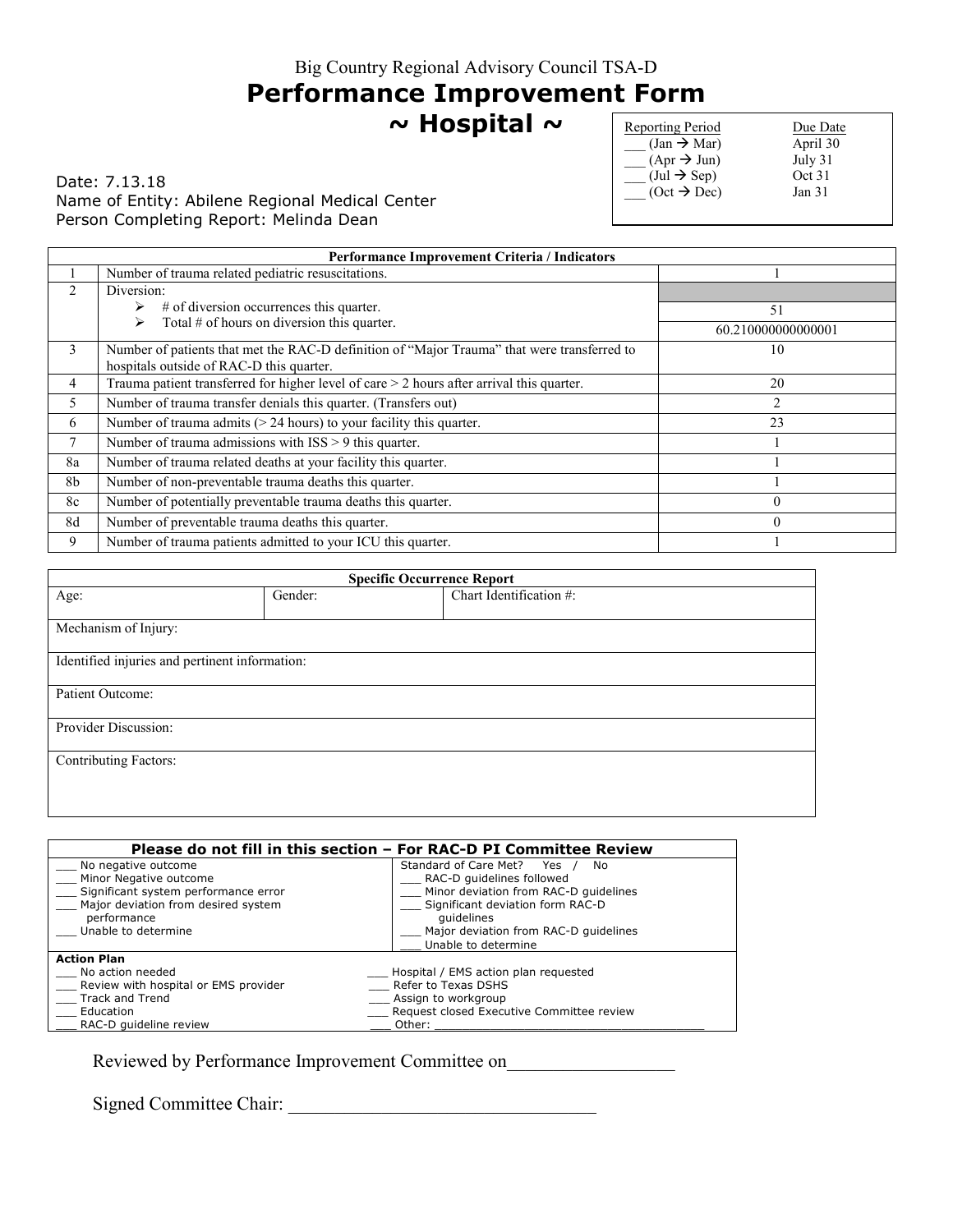Big Country Regional Advisory Council TSA-D

# Performance Improvement Form

## ~ Hospital ~

| Reporting Period | Due Date |
|---|---|
| ___ (Jan → Mar) | April 30 |
| ___ (Apr → Jun) | July 31 |
| ___ (Jul → Sep) | Oct 31 |
| ___ (Oct → Dec) | Jan 31 |

Date: 7.13.18
Name of Entity: Abilene Regional Medical Center
Person Completing Report: Melinda Dean

| Performance Improvement Criteria / Indicators | | |
|---|---|---|
| 1 | Number of trauma related pediatric resuscitations. | 1 |
| 2 | Diversion: | |
| | ➢ # of diversion occurrences this quarter. | 51 |
| | ➢ Total # of hours on diversion this quarter. | 60.210000000000001 |
| 3 | Number of patients that met the RAC-D definition of "Major Trauma" that were transferred to hospitals outside of RAC-D this quarter. | 10 |
| 4 | Trauma patient transferred for higher level of care > 2 hours after arrival this quarter. | 20 |
| 5 | Number of trauma transfer denials this quarter. (Transfers out) | 2 |
| 6 | Number of trauma admits (> 24 hours) to your facility this quarter. | 23 |
| 7 | Number of trauma admissions with ISS > 9 this quarter. | 1 |
| 8a | Number of trauma related deaths at your facility this quarter. | 1 |
| 8b | Number of non-preventable trauma deaths this quarter. | 1 |
| 8c | Number of potentially preventable trauma deaths this quarter. | 0 |
| 8d | Number of preventable trauma deaths this quarter. | 0 |
| 9 | Number of trauma patients admitted to your ICU this quarter. | 1 |

| Specific Occurrence Report | | |
|---|---|---|
| Age: | Gender: | Chart Identification #: |
| Mechanism of Injury: | | |
| Identified injuries and pertinent information: | | |
| Patient Outcome: | | |
| Provider Discussion: | | |
| Contributing Factors: | | |

**Please do not fill in this section – For RAC-D PI Committee Review**

| | |
|---|---|
| ___ No negative outcome | Standard of Care Met? Yes / No |
| ___ Minor Negative outcome | ___ RAC-D guidelines followed |
| ___ Significant system performance error | ___ Minor deviation from RAC-D guidelines |
| ___ Major deviation from desired system performance | ___ Significant deviation form RAC-D guidelines |
| ___ Unable to determine | ___ Major deviation from RAC-D guidelines |
| | ___ Unable to determine |

**Action Plan**

| | |
|---|---|
| ___ No action needed | ___ Hospital / EMS action plan requested |
| ___ Review with hospital or EMS provider | ___ Refer to Texas DSHS |
| ___ Track and Trend | ___ Assign to workgroup |
| ___ Education | ___ Request closed Executive Committee review |
| ___ RAC-D guideline review | ___ Other: ____________________ |

Reviewed by Performance Improvement Committee on_________________

Signed Committee Chair: ________________________________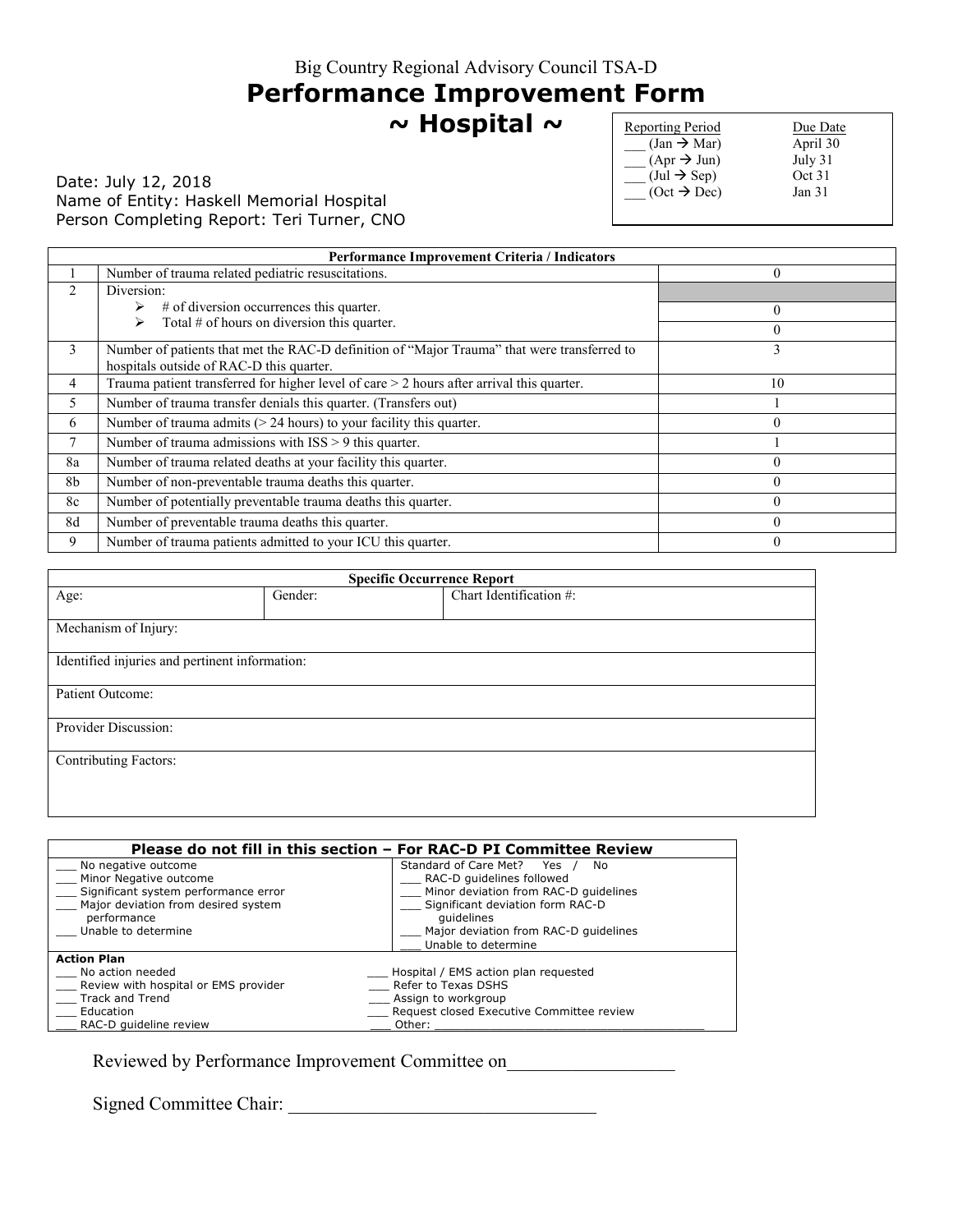Big Country Regional Advisory Council TSA-D

# Performance Improvement Form

## ~ Hospital ~

| Reporting Period | Due Date |
|---|---|
| ___ (Jan → Mar) | April 30 |
| ___ (Apr → Jun) | July 31 |
| ___ (Jul → Sep) | Oct 31 |
| ___ (Oct → Dec) | Jan 31 |

Date: July 12, 2018
Name of Entity: Haskell Memorial Hospital
Person Completing Report: Teri Turner, CNO

| Performance Improvement Criteria / Indicators | | |
|---|---|---|
| 1 | Number of trauma related pediatric resuscitations. | 0 |
| 2 | Diversion: | |
| | ➢ # of diversion occurrences this quarter. | 0 |
| | ➢ Total # of hours on diversion this quarter. | 0 |
| 3 | Number of patients that met the RAC-D definition of "Major Trauma" that were transferred to hospitals outside of RAC-D this quarter. | 3 |
| 4 | Trauma patient transferred for higher level of care > 2 hours after arrival this quarter. | 10 |
| 5 | Number of trauma transfer denials this quarter. (Transfers out) | 1 |
| 6 | Number of trauma admits (> 24 hours) to your facility this quarter. | 0 |
| 7 | Number of trauma admissions with ISS > 9 this quarter. | 1 |
| 8a | Number of trauma related deaths at your facility this quarter. | 0 |
| 8b | Number of non-preventable trauma deaths this quarter. | 0 |
| 8c | Number of potentially preventable trauma deaths this quarter. | 0 |
| 8d | Number of preventable trauma deaths this quarter. | 0 |
| 9 | Number of trauma patients admitted to your ICU this quarter. | 0 |

| Specific Occurrence Report | | |
|---|---|---|
| Age: | Gender: | Chart Identification #: |
| Mechanism of Injury: | | |
| Identified injuries and pertinent information: | | |
| Patient Outcome: | | |
| Provider Discussion: | | |
| Contributing Factors: | | |

| Please do not fill in this section – For RAC-D PI Committee Review | |
|---|---|
| ___ No negative outcome<br>___ Minor Negative outcome<br>___ Significant system performance error<br>___ Major deviation from desired system performance<br>___ Unable to determine | Standard of Care Met? Yes / No<br>___ RAC-D guidelines followed<br>___ Minor deviation from RAC-D guidelines<br>___ Significant deviation form RAC-D guidelines<br>___ Major deviation from RAC-D guidelines<br>___ Unable to determine |
| **Action Plan**<br>___ No action needed<br>___ Review with hospital or EMS provider<br>___ Track and Trend<br>___ Education<br>___ RAC-D guideline review | <br>___ Hospital / EMS action plan requested<br>___ Refer to Texas DSHS<br>___ Assign to workgroup<br>___ Request closed Executive Committee review<br>___ Other: ____________________ |

Reviewed by Performance Improvement Committee on_________________

Signed Committee Chair: ________________________________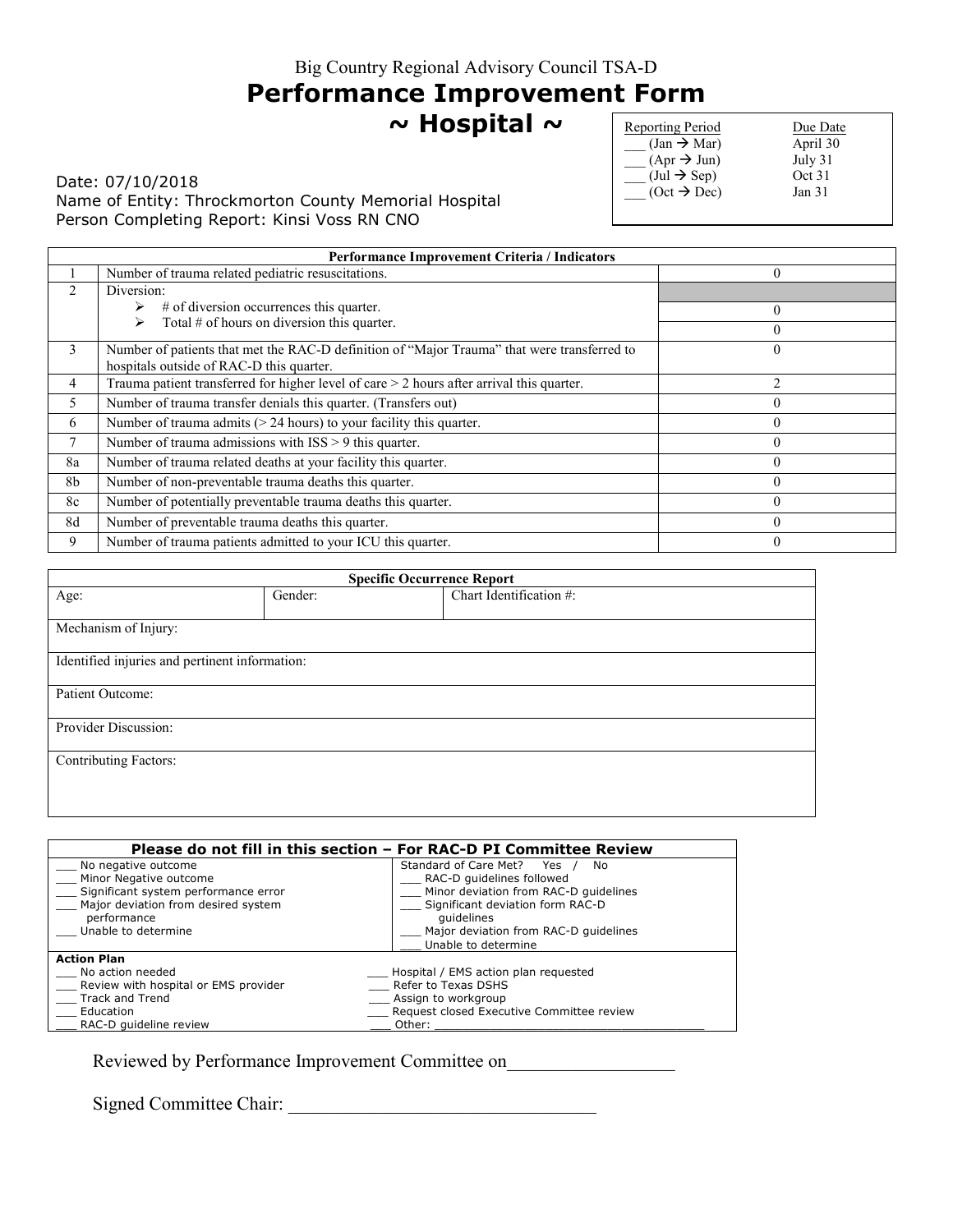Big Country Regional Advisory Council TSA-D

# Performance Improvement Form

## ~ Hospital ~

| Reporting Period | Due Date |
|---|---|
| ___ (Jan → Mar) | April 30 |
| ___ (Apr → Jun) | July 31 |
| ___ (Jul → Sep) | Oct 31 |
| ___ (Oct → Dec) | Jan 31 |

Date: 07/10/2018
Name of Entity: Throckmorton County Memorial Hospital
Person Completing Report: Kinsi Voss RN CNO

| | Performance Improvement Criteria / Indicators | |
|---|---|---|
| 1 | Number of trauma related pediatric resuscitations. | 0 |
| 2 | Diversion: | |
| | ➢ # of diversion occurrences this quarter. | 0 |
| | ➢ Total # of hours on diversion this quarter. | 0 |
| 3 | Number of patients that met the RAC-D definition of "Major Trauma" that were transferred to hospitals outside of RAC-D this quarter. | 0 |
| 4 | Trauma patient transferred for higher level of care > 2 hours after arrival this quarter. | 2 |
| 5 | Number of trauma transfer denials this quarter. (Transfers out) | 0 |
| 6 | Number of trauma admits (> 24 hours) to your facility this quarter. | 0 |
| 7 | Number of trauma admissions with ISS > 9 this quarter. | 0 |
| 8a | Number of trauma related deaths at your facility this quarter. | 0 |
| 8b | Number of non-preventable trauma deaths this quarter. | 0 |
| 8c | Number of potentially preventable trauma deaths this quarter. | 0 |
| 8d | Number of preventable trauma deaths this quarter. | 0 |
| 9 | Number of trauma patients admitted to your ICU this quarter. | 0 |

| Specific Occurrence Report | | |
|---|---|---|
| Age: | Gender: | Chart Identification #: |
| Mechanism of Injury: | | |
| Identified injuries and pertinent information: | | |
| Patient Outcome: | | |
| Provider Discussion: | | |
| Contributing Factors: | | |

**Please do not fill in this section – For RAC-D PI Committee Review**

| | |
|---|---|
| ___ No negative outcome<br>___ Minor Negative outcome<br>___ Significant system performance error<br>___ Major deviation from desired system performance<br>___ Unable to determine | Standard of Care Met? Yes / No<br>___ RAC-D guidelines followed<br>___ Minor deviation from RAC-D guidelines<br>___ Significant deviation form RAC-D guidelines<br>___ Major deviation from RAC-D guidelines<br>___ Unable to determine |

**Action Plan**

| | |
|---|---|
| ___ No action needed | ___ Hospital / EMS action plan requested |
| ___ Review with hospital or EMS provider | ___ Refer to Texas DSHS |
| ___ Track and Trend | ___ Assign to workgroup |
| ___ Education | ___ Request closed Executive Committee review |
| ___ RAC-D guideline review | ___ Other: ____________________ |

Reviewed by Performance Improvement Committee on_________________

Signed Committee Chair: _________________________________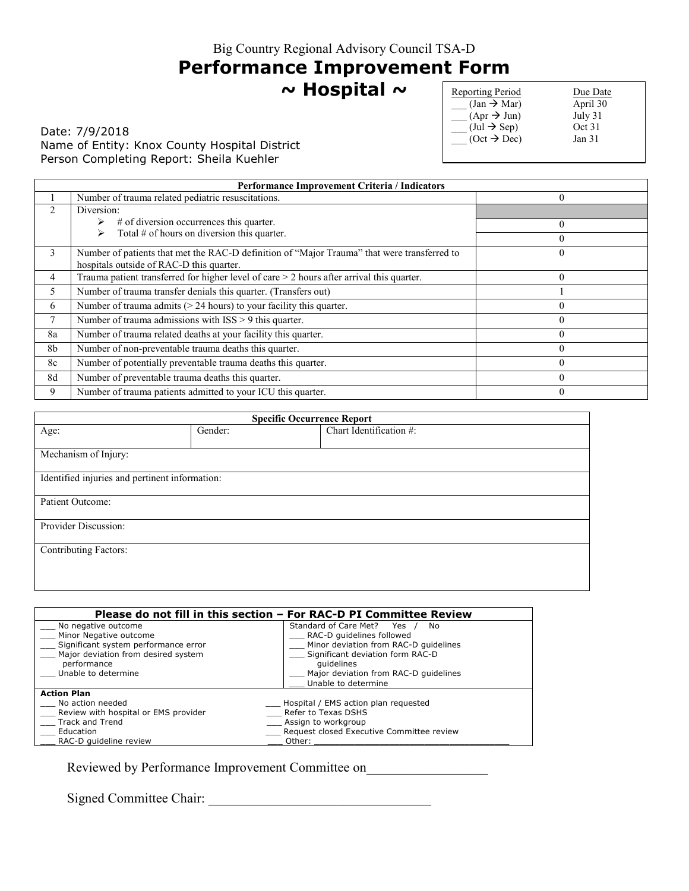Big Country Regional Advisory Council TSA-D

# Performance Improvement Form

## ~ Hospital ~

| Reporting Period | Due Date |
|---|---|
| ___ (Jan → Mar) | April 30 |
| ___ (Apr → Jun) | July 31 |
| ___ (Jul → Sep) | Oct 31 |
| ___ (Oct → Dec) | Jan 31 |

Date: 7/9/2018
Name of Entity: Knox County Hospital District
Person Completing Report: Sheila Kuehler

| Performance Improvement Criteria / Indicators | | |
|---|---|---|
| 1 | Number of trauma related pediatric resuscitations. | 0 |
| 2 | Diversion: | |
| | ➢ # of diversion occurrences this quarter. | 0 |
| | ➢ Total # of hours on diversion this quarter. | 0 |
| 3 | Number of patients that met the RAC-D definition of "Major Trauma" that were transferred to hospitals outside of RAC-D this quarter. | 0 |
| 4 | Trauma patient transferred for higher level of care > 2 hours after arrival this quarter. | 0 |
| 5 | Number of trauma transfer denials this quarter. (Transfers out) | 1 |
| 6 | Number of trauma admits (> 24 hours) to your facility this quarter. | 0 |
| 7 | Number of trauma admissions with ISS > 9 this quarter. | 0 |
| 8a | Number of trauma related deaths at your facility this quarter. | 0 |
| 8b | Number of non-preventable trauma deaths this quarter. | 0 |
| 8c | Number of potentially preventable trauma deaths this quarter. | 0 |
| 8d | Number of preventable trauma deaths this quarter. | 0 |
| 9 | Number of trauma patients admitted to your ICU this quarter. | 0 |

| Specific Occurrence Report | | |
|---|---|---|
| Age: | Gender: | Chart Identification #: |
| Mechanism of Injury: | | |
| Identified injuries and pertinent information: | | |
| Patient Outcome: | | |
| Provider Discussion: | | |
| Contributing Factors: | | |

| Please do not fill in this section – For RAC-D PI Committee Review | |
|---|---|
| ___ No negative outcome<br>___ Minor Negative outcome<br>___ Significant system performance error<br>___ Major deviation from desired system performance<br>___ Unable to determine | Standard of Care Met? Yes / No<br>___ RAC-D guidelines followed<br>___ Minor deviation from RAC-D guidelines<br>___ Significant deviation form RAC-D guidelines<br>___ Major deviation from RAC-D guidelines<br>___ Unable to determine |
| **Action Plan**<br>___ No action needed<br>___ Review with hospital or EMS provider<br>___ Track and Trend<br>___ Education<br>___ RAC-D guideline review | ___ Hospital / EMS action plan requested<br>___ Refer to Texas DSHS<br>___ Assign to workgroup<br>___ Request closed Executive Committee review<br>___ Other: ____________________ |

Reviewed by Performance Improvement Committee on_________________

Signed Committee Chair: ________________________________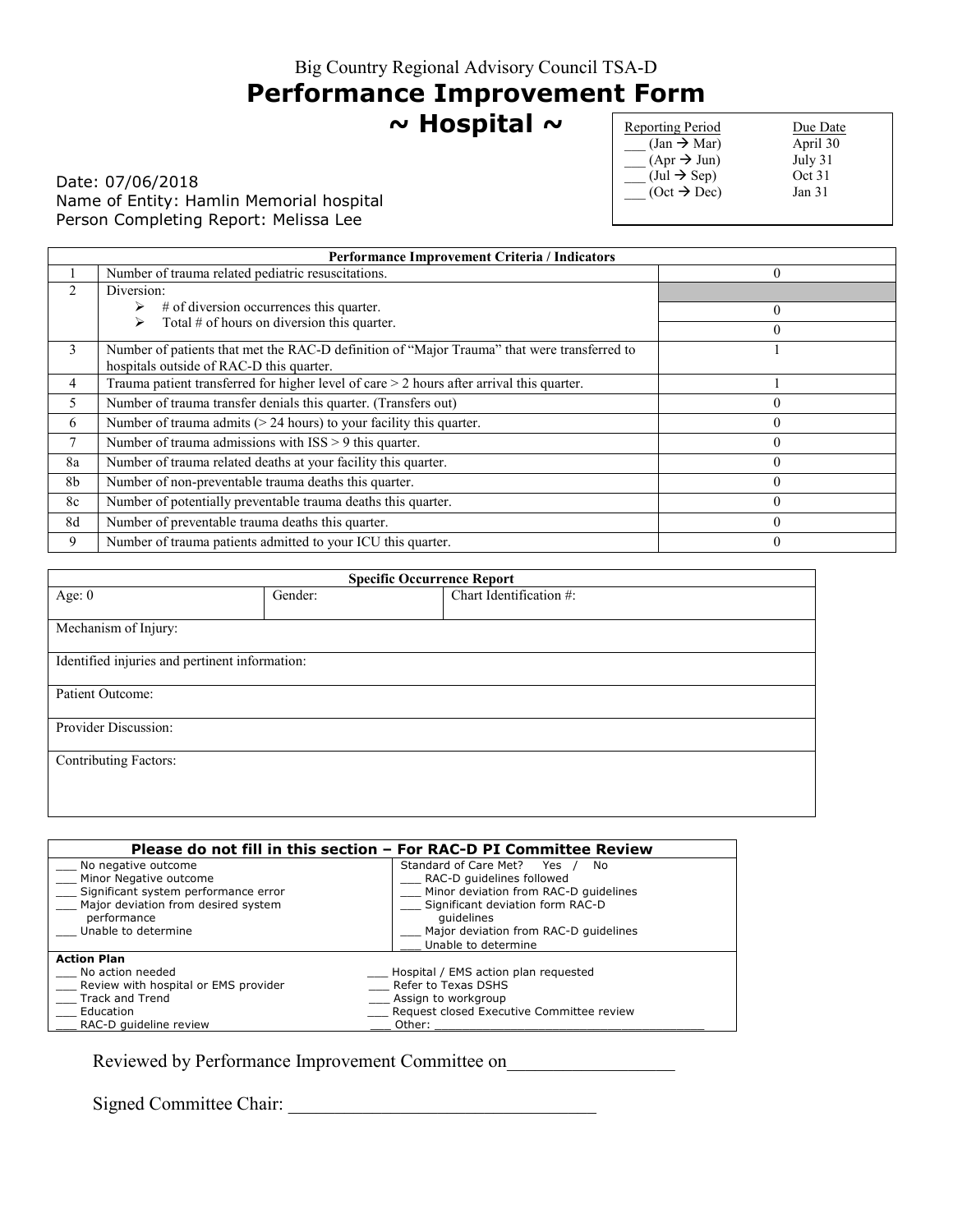Big Country Regional Advisory Council TSA-D

# Performance Improvement Form

## ~ Hospital ~

| Reporting Period | Due Date |
|---|---|
| ___ (Jan → Mar) | April 30 |
| ___ (Apr → Jun) | July 31 |
| ___ (Jul → Sep) | Oct 31 |
| ___ (Oct → Dec) | Jan 31 |

Date: 07/06/2018
Name of Entity: Hamlin Memorial hospital
Person Completing Report: Melissa Lee

| Performance Improvement Criteria / Indicators | | |
|---|---|---|
| 1 | Number of trauma related pediatric resuscitations. | 0 |
| 2 | Diversion: | |
| | ➢ # of diversion occurrences this quarter. | 0 |
| | ➢ Total # of hours on diversion this quarter. | 0 |
| 3 | Number of patients that met the RAC-D definition of "Major Trauma" that were transferred to hospitals outside of RAC-D this quarter. | 1 |
| 4 | Trauma patient transferred for higher level of care > 2 hours after arrival this quarter. | 1 |
| 5 | Number of trauma transfer denials this quarter. (Transfers out) | 0 |
| 6 | Number of trauma admits (> 24 hours) to your facility this quarter. | 0 |
| 7 | Number of trauma admissions with ISS > 9 this quarter. | 0 |
| 8a | Number of trauma related deaths at your facility this quarter. | 0 |
| 8b | Number of non-preventable trauma deaths this quarter. | 0 |
| 8c | Number of potentially preventable trauma deaths this quarter. | 0 |
| 8d | Number of preventable trauma deaths this quarter. | 0 |
| 9 | Number of trauma patients admitted to your ICU this quarter. | 0 |

| Specific Occurrence Report | | |
|---|---|---|
| Age: 0 | Gender: | Chart Identification #: |
| Mechanism of Injury: | | |
| Identified injuries and pertinent information: | | |
| Patient Outcome: | | |
| Provider Discussion: | | |
| Contributing Factors: | | |

**Please do not fill in this section – For RAC-D PI Committee Review**

| | |
|---|---|
| ___ No negative outcome | Standard of Care Met? Yes / No |
| ___ Minor Negative outcome | ___ RAC-D guidelines followed |
| ___ Significant system performance error | ___ Minor deviation from RAC-D guidelines |
| ___ Major deviation from desired system performance | ___ Significant deviation form RAC-D guidelines |
| ___ Unable to determine | ___ Major deviation from RAC-D guidelines |
| | ___ Unable to determine |

**Action Plan**

| | |
|---|---|
| ___ No action needed | ___ Hospital / EMS action plan requested |
| ___ Review with hospital or EMS provider | ___ Refer to Texas DSHS |
| ___ Track and Trend | ___ Assign to workgroup |
| ___ Education | ___ Request closed Executive Committee review |
| ___ RAC-D guideline review | ___ Other: ______________________ |

Reviewed by Performance Improvement Committee on_________________

Signed Committee Chair: ________________________________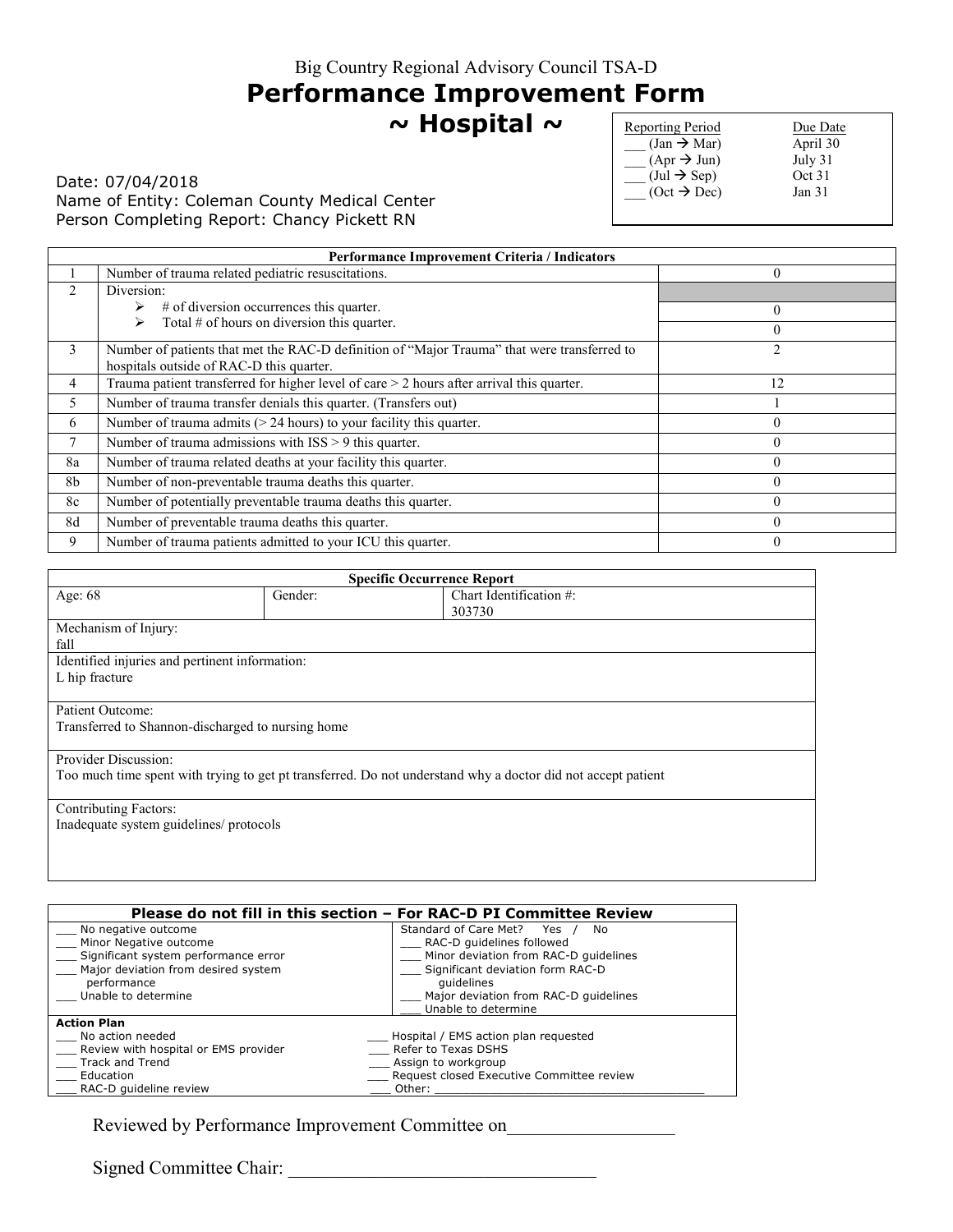Big Country Regional Advisory Council TSA-D

# Performance Improvement Form

## ~ Hospital ~

| Reporting Period | Due Date |
|---|---|
| ___ (Jan → Mar) | April 30 |
| ___ (Apr → Jun) | July 31 |
| ___ (Jul → Sep) | Oct 31 |
| ___ (Oct → Dec) | Jan 31 |

Date: 07/04/2018
Name of Entity: Coleman County Medical Center
Person Completing Report: Chancy Pickett RN

| | Performance Improvement Criteria / Indicators | |
|---|---|---|
| 1 | Number of trauma related pediatric resuscitations. | 0 |
| 2 | Diversion: | |
| | ➢ # of diversion occurrences this quarter. | 0 |
| | ➢ Total # of hours on diversion this quarter. | 0 |
| 3 | Number of patients that met the RAC-D definition of "Major Trauma" that were transferred to hospitals outside of RAC-D this quarter. | 2 |
| 4 | Trauma patient transferred for higher level of care > 2 hours after arrival this quarter. | 12 |
| 5 | Number of trauma transfer denials this quarter. (Transfers out) | 1 |
| 6 | Number of trauma admits (> 24 hours) to your facility this quarter. | 0 |
| 7 | Number of trauma admissions with ISS > 9 this quarter. | 0 |
| 8a | Number of trauma related deaths at your facility this quarter. | 0 |
| 8b | Number of non-preventable trauma deaths this quarter. | 0 |
| 8c | Number of potentially preventable trauma deaths this quarter. | 0 |
| 8d | Number of preventable trauma deaths this quarter. | 0 |
| 9 | Number of trauma patients admitted to your ICU this quarter. | 0 |

| Specific Occurrence Report | | |
|---|---|---|
| Age: 68 | Gender: | Chart Identification #: 303730 |
| Mechanism of Injury: fall | | |
| Identified injuries and pertinent information: L hip fracture | | |
| Patient Outcome: Transferred to Shannon-discharged to nursing home | | |
| Provider Discussion: Too much time spent with trying to get pt transferred. Do not understand why a doctor did not accept patient | | |
| Contributing Factors: Inadequate system guidelines/ protocols | | |

| Please do not fill in this section – For RAC-D PI Committee Review | |
|---|---|
| ___ No negative outcome | Standard of Care Met? Yes / No |
| ___ Minor Negative outcome | ___ RAC-D guidelines followed |
| ___ Significant system performance error | ___ Minor deviation from RAC-D guidelines |
| ___ Major deviation from desired system performance | ___ Significant deviation form RAC-D guidelines |
| ___ Unable to determine | ___ Major deviation from RAC-D guidelines |
| | ___ Unable to determine |
| **Action Plan** | |
| ___ No action needed | ___ Hospital / EMS action plan requested |
| ___ Review with hospital or EMS provider | ___ Refer to Texas DSHS |
| ___ Track and Trend | ___ Assign to workgroup |
| ___ Education | ___ Request closed Executive Committee review |
| ___ RAC-D guideline review | ___ Other: ______________________ |

Reviewed by Performance Improvement Committee on__________________

Signed Committee Chair: _________________________________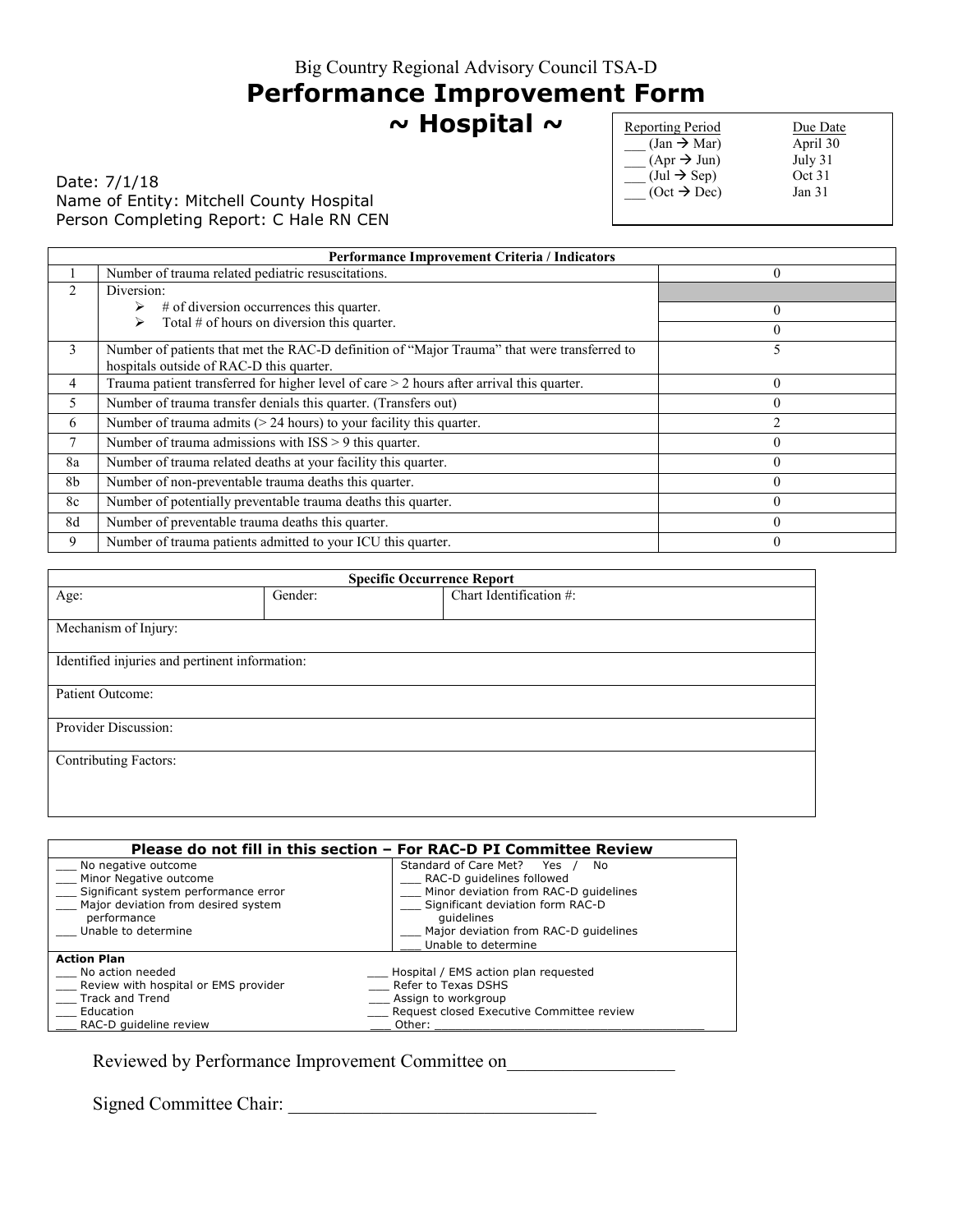Big Country Regional Advisory Council TSA-D

# Performance Improvement Form

## ~ Hospital ~

| Reporting Period | Due Date |
|---|---|
| ___ (Jan → Mar) | April 30 |
| ___ (Apr → Jun) | July 31 |
| ___ (Jul → Sep) | Oct 31 |
| ___ (Oct → Dec) | Jan 31 |

Date: 7/1/18
Name of Entity: Mitchell County Hospital
Person Completing Report: C Hale RN CEN

| Performance Improvement Criteria / Indicators | | |
|---|---|---|
| 1 | Number of trauma related pediatric resuscitations. | 0 |
| 2 | Diversion: | |
| | ➢ # of diversion occurrences this quarter. | 0 |
| | ➢ Total # of hours on diversion this quarter. | 0 |
| 3 | Number of patients that met the RAC-D definition of "Major Trauma" that were transferred to hospitals outside of RAC-D this quarter. | 5 |
| 4 | Trauma patient transferred for higher level of care > 2 hours after arrival this quarter. | 0 |
| 5 | Number of trauma transfer denials this quarter. (Transfers out) | 0 |
| 6 | Number of trauma admits (> 24 hours) to your facility this quarter. | 2 |
| 7 | Number of trauma admissions with ISS > 9 this quarter. | 0 |
| 8a | Number of trauma related deaths at your facility this quarter. | 0 |
| 8b | Number of non-preventable trauma deaths this quarter. | 0 |
| 8c | Number of potentially preventable trauma deaths this quarter. | 0 |
| 8d | Number of preventable trauma deaths this quarter. | 0 |
| 9 | Number of trauma patients admitted to your ICU this quarter. | 0 |

| Specific Occurrence Report | | |
|---|---|---|
| Age: | Gender: | Chart Identification #: |
| Mechanism of Injury: | | |
| Identified injuries and pertinent information: | | |
| Patient Outcome: | | |
| Provider Discussion: | | |
| Contributing Factors: | | |

**Please do not fill in this section – For RAC-D PI Committee Review**

| | |
|---|---|
| ___ No negative outcome | Standard of Care Met? Yes / No |
| ___ Minor Negative outcome | ___ RAC-D guidelines followed |
| ___ Significant system performance error | ___ Minor deviation from RAC-D guidelines |
| ___ Major deviation from desired system performance | ___ Significant deviation form RAC-D guidelines |
| ___ Unable to determine | ___ Major deviation from RAC-D guidelines |
| | ___ Unable to determine |

**Action Plan**

| | |
|---|---|
| ___ No action needed | ___ Hospital / EMS action plan requested |
| ___ Review with hospital or EMS provider | ___ Refer to Texas DSHS |
| ___ Track and Trend | ___ Assign to workgroup |
| ___ Education | ___ Request closed Executive Committee review |
| ___ RAC-D guideline review | ___ Other: ____________________ |

Reviewed by Performance Improvement Committee on_________________

Signed Committee Chair: ________________________________